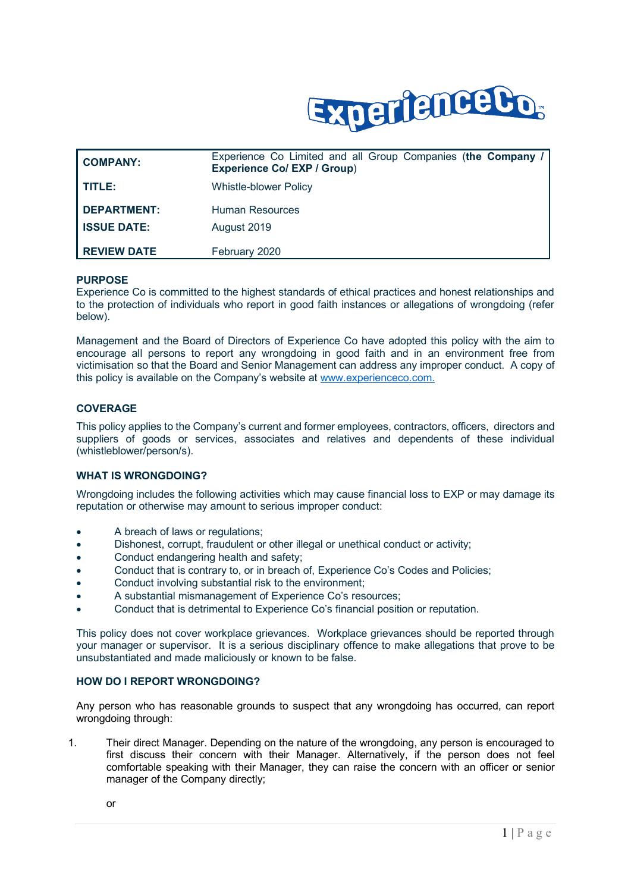| COMPANY: | Experience Co Limited and all Group Companies (**the Company / Experience Co/ EXP / Group**) |
|---|---|
| TITLE: | Whistle-blower Policy |
| DEPARTMENT: | Human Resources |
| ISSUE DATE: | August 2019 |
| REVIEW DATE | February 2020 |

## PURPOSE

Experience Co is committed to the highest standards of ethical practices and honest relationships and to the protection of individuals who report in good faith instances or allegations of wrongdoing (refer below).

Management and the Board of Directors of Experience Co have adopted this policy with the aim to encourage all persons to report any wrongdoing in good faith and in an environment free from victimisation so that the Board and Senior Management can address any improper conduct. A copy of this policy is available on the Company's website at [www.experienceco.com.](www.experienceco.com)

## COVERAGE

This policy applies to the Company's current and former employees, contractors, officers, directors and suppliers of goods or services, associates and relatives and dependents of these individual (whistleblower/person/s).

## WHAT IS WRONGDOING?

Wrongdoing includes the following activities which may cause financial loss to EXP or may damage its reputation or otherwise may amount to serious improper conduct:

- A breach of laws or regulations;
- Dishonest, corrupt, fraudulent or other illegal or unethical conduct or activity;
- Conduct endangering health and safety;
- Conduct that is contrary to, or in breach of, Experience Co's Codes and Policies;
- Conduct involving substantial risk to the environment;
- A substantial mismanagement of Experience Co's resources;
- Conduct that is detrimental to Experience Co's financial position or reputation.

This policy does not cover workplace grievances. Workplace grievances should be reported through your manager or supervisor. It is a serious disciplinary offence to make allegations that prove to be unsubstantiated and made maliciously or known to be false.

## HOW DO I REPORT WRONGDOING?

Any person who has reasonable grounds to suspect that any wrongdoing has occurred, can report wrongdoing through:

1. Their direct Manager. Depending on the nature of the wrongdoing, any person is encouraged to first discuss their concern with their Manager. Alternatively, if the person does not feel comfortable speaking with their Manager, they can raise the concern with an officer or senior manager of the Company directly;

   or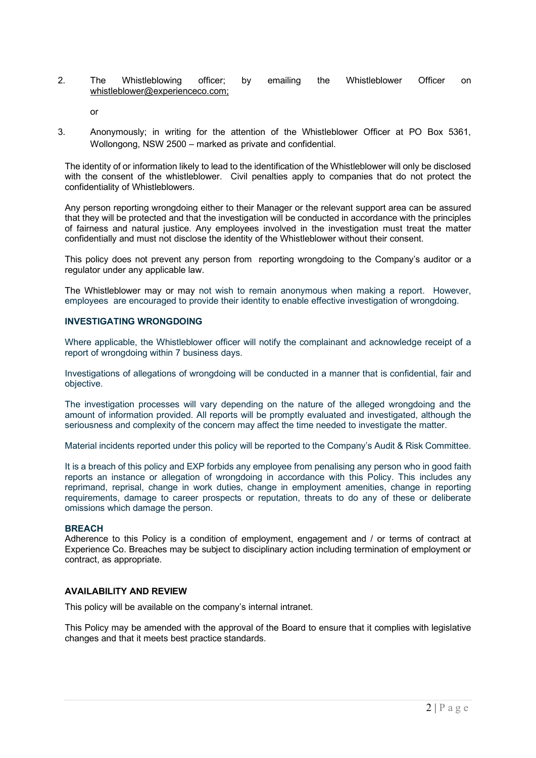2. The Whistleblowing officer; by emailing the Whistleblower Officer on whistleblower@experienceco.com;

   or

3. Anonymously; in writing for the attention of the Whistleblower Officer at PO Box 5361, Wollongong, NSW 2500 – marked as private and confidential.

The identity of or information likely to lead to the identification of the Whistleblower will only be disclosed with the consent of the whistleblower. Civil penalties apply to companies that do not protect the confidentiality of Whistleblowers.

Any person reporting wrongdoing either to their Manager or the relevant support area can be assured that they will be protected and that the investigation will be conducted in accordance with the principles of fairness and natural justice. Any employees involved in the investigation must treat the matter confidentially and must not disclose the identity of the Whistleblower without their consent.

This policy does not prevent any person from reporting wrongdoing to the Company's auditor or a regulator under any applicable law.

The Whistleblower may or may not wish to remain anonymous when making a report. However, employees are encouraged to provide their identity to enable effective investigation of wrongdoing.

**INVESTIGATING WRONGDOING**

Where applicable, the Whistleblower officer will notify the complainant and acknowledge receipt of a report of wrongdoing within 7 business days.

Investigations of allegations of wrongdoing will be conducted in a manner that is confidential, fair and objective.

The investigation processes will vary depending on the nature of the alleged wrongdoing and the amount of information provided. All reports will be promptly evaluated and investigated, although the seriousness and complexity of the concern may affect the time needed to investigate the matter.

Material incidents reported under this policy will be reported to the Company's Audit & Risk Committee.

It is a breach of this policy and EXP forbids any employee from penalising any person who in good faith reports an instance or allegation of wrongdoing in accordance with this Policy. This includes any reprimand, reprisal, change in work duties, change in employment amenities, change in reporting requirements, damage to career prospects or reputation, threats to do any of these or deliberate omissions which damage the person.

**BREACH**

Adherence to this Policy is a condition of employment, engagement and / or terms of contract at Experience Co. Breaches may be subject to disciplinary action including termination of employment or contract, as appropriate.

**AVAILABILITY AND REVIEW**

This policy will be available on the company's internal intranet.

This Policy may be amended with the approval of the Board to ensure that it complies with legislative changes and that it meets best practice standards.